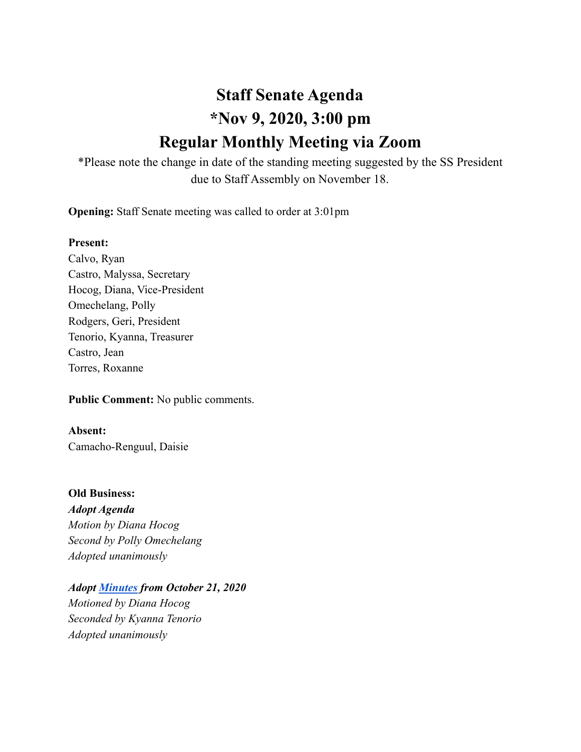# Staff Senate Agenda
# *Nov 9, 2020, 3:00 pm
# Regular Monthly Meeting via Zoom

*Please note the change in date of the standing meeting suggested by the SS President due to Staff Assembly on November 18.

**Opening:** Staff Senate meeting was called to order at 3:01pm

**Present:**
Calvo, Ryan
Castro, Malyssa, Secretary
Hocog, Diana, Vice-President
Omechelang, Polly
Rodgers, Geri, President
Tenorio, Kyanna, Treasurer
Castro, Jean
Torres, Roxanne

**Public Comment:** No public comments.

**Absent:**
Camacho-Renguul, Daisie

**Old Business:**

***Adopt Agenda***
*Motion by Diana Hocog*
*Second by Polly Omechelang*
*Adopted unanimously*

***Adopt Minutes from October 21, 2020***
*Motioned by Diana Hocog*
*Seconded by Kyanna Tenorio*
*Adopted unanimously*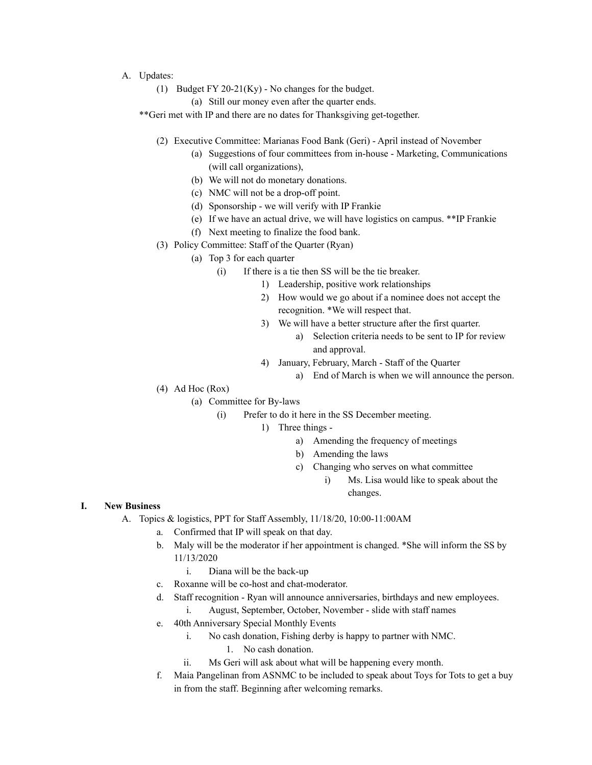A. Updates:
   (1) Budget FY 20-21(Ky) - No changes for the budget.
      (a) Still our money even after the quarter ends.

   **Geri met with IP and there are no dates for Thanksgiving get-together.

   (2) Executive Committee: Marianas Food Bank (Geri) - April instead of November
      (a) Suggestions of four committees from in-house - Marketing, Communications (will call organizations),
      (b) We will not do monetary donations.
      (c) NMC will not be a drop-off point.
      (d) Sponsorship - we will verify with IP Frankie
      (e) If we have an actual drive, we will have logistics on campus. **IP Frankie
      (f) Next meeting to finalize the food bank.
   (3) Policy Committee: Staff of the Quarter (Ryan)
      (a) Top 3 for each quarter
         (i) If there is a tie then SS will be the tie breaker.
            1) Leadership, positive work relationships
            2) How would we go about if a nominee does not accept the recognition. *We will respect that.
            3) We will have a better structure after the first quarter.
               a) Selection criteria needs to be sent to IP for review and approval.
            4) January, February, March - Staff of the Quarter
               a) End of March is when we will announce the person.
   (4) Ad Hoc (Rox)
      (a) Committee for By-laws
         (i) Prefer to do it here in the SS December meeting.
            1) Three things -
               a) Amending the frequency of meetings
               b) Amending the laws
               c) Changing who serves on what committee
                  i) Ms. Lisa would like to speak about the changes.

## I. New Business

A. Topics & logistics, PPT for Staff Assembly, 11/18/20, 10:00-11:00AM
   a. Confirmed that IP will speak on that day.
   b. Maly will be the moderator if her appointment is changed. *She will inform the SS by 11/13/2020
      i. Diana will be the back-up
   c. Roxanne will be co-host and chat-moderator.
   d. Staff recognition - Ryan will announce anniversaries, birthdays and new employees.
      i. August, September, October, November - slide with staff names
   e. 40th Anniversary Special Monthly Events
      i. No cash donation, Fishing derby is happy to partner with NMC.
         1. No cash donation.
      ii. Ms Geri will ask about what will be happening every month.
   f. Maia Pangelinan from ASNMC to be included to speak about Toys for Tots to get a buy in from the staff. Beginning after welcoming remarks.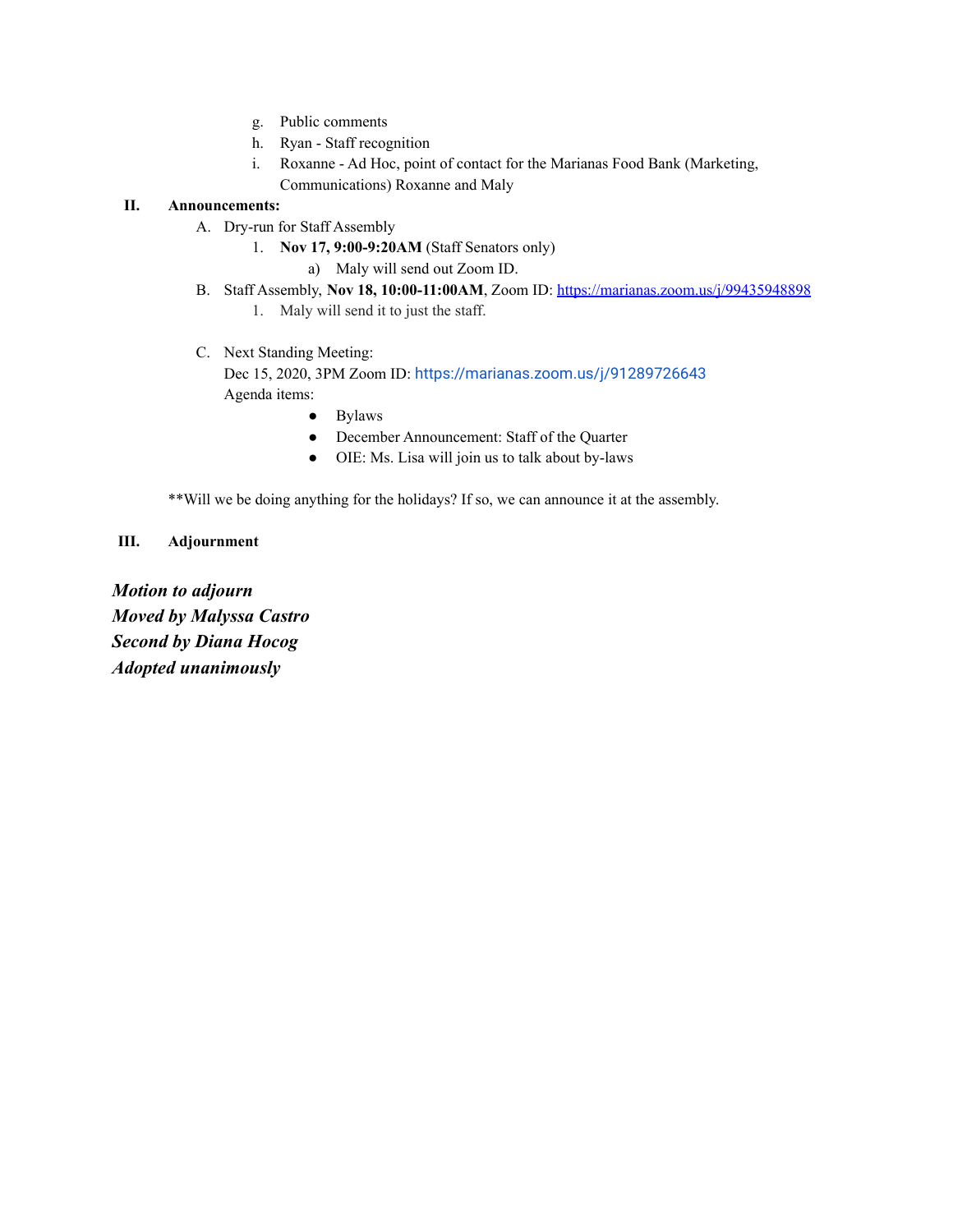g. Public comments
h. Ryan - Staff recognition
i. Roxanne - Ad Hoc, point of contact for the Marianas Food Bank (Marketing, Communications) Roxanne and Maly

## II. Announcements:

A. Dry-run for Staff Assembly
   1. **Nov 17, 9:00-9:20AM** (Staff Senators only)
      a) Maly will send out Zoom ID.

B. Staff Assembly, **Nov 18, 10:00-11:00AM**, Zoom ID: https://marianas.zoom.us/j/99435948898
   1. Maly will send it to just the staff.

C. Next Standing Meeting:
   Dec 15, 2020, 3PM Zoom ID: https://marianas.zoom.us/j/91289726643
   Agenda items:
   - Bylaws
   - December Announcement: Staff of the Quarter
   - OIE: Ms. Lisa will join us to talk about by-laws

**Will we be doing anything for the holidays? If so, we can announce it at the assembly.

## III. Adjournment

***Motion to adjourn***
***Moved by Malyssa Castro***
***Second by Diana Hocog***
***Adopted unanimously***